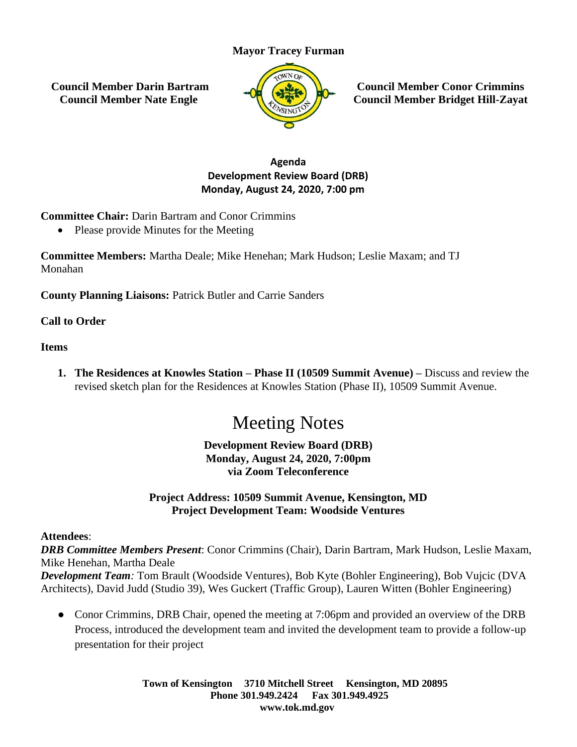**Mayor Tracey Furman**

**Council Member Darin Bartram**
**Council Member Nate Engle**

**Council Member Conor Crimmins**
**Council Member Bridget Hill-Zayat**

**Agenda**
**Development Review Board (DRB)**
**Monday, August 24, 2020, 7:00 pm**

**Committee Chair:** Darin Bartram and Conor Crimmins

- Please provide Minutes for the Meeting

**Committee Members:** Martha Deale; Mike Henehan; Mark Hudson; Leslie Maxam; and TJ Monahan

**County Planning Liaisons:** Patrick Butler and Carrie Sanders

**Call to Order**

**Items**

1. **The Residences at Knowles Station – Phase II (10509 Summit Avenue) –** Discuss and review the revised sketch plan for the Residences at Knowles Station (Phase II), 10509 Summit Avenue.

# Meeting Notes

**Development Review Board (DRB)**
**Monday, August 24, 2020, 7:00pm**
**via Zoom Teleconference**

**Project Address: 10509 Summit Avenue, Kensington, MD**
**Project Development Team: Woodside Ventures**

**Attendees**:
***DRB Committee Members Present***: Conor Crimmins (Chair), Darin Bartram, Mark Hudson, Leslie Maxam, Mike Henehan, Martha Deale
***Development Team****:* Tom Brault (Woodside Ventures), Bob Kyte (Bohler Engineering), Bob Vujcic (DVA Architects), David Judd (Studio 39), Wes Guckert (Traffic Group), Lauren Witten (Bohler Engineering)

- Conor Crimmins, DRB Chair, opened the meeting at 7:06pm and provided an overview of the DRB Process, introduced the development team and invited the development team to provide a follow-up presentation for their project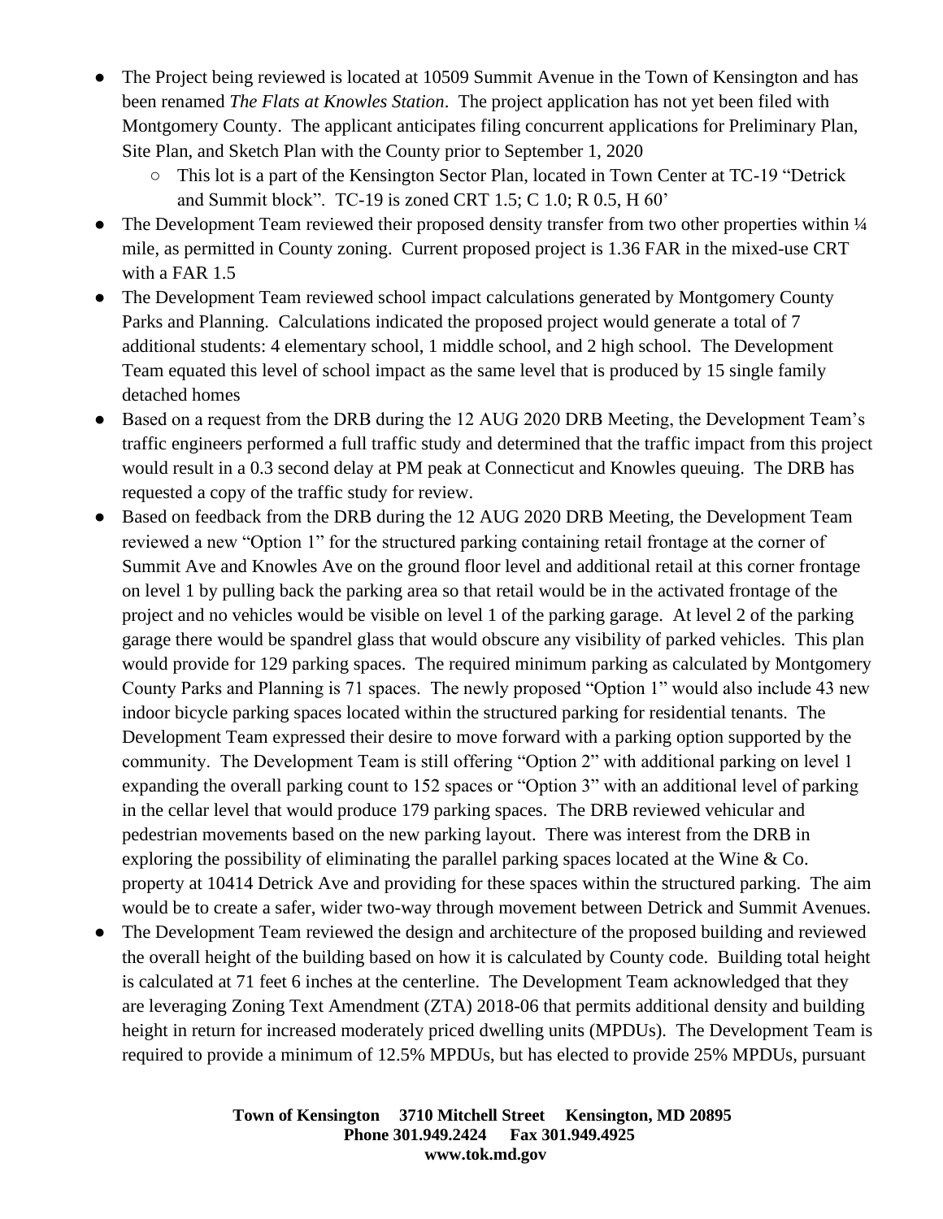- The Project being reviewed is located at 10509 Summit Avenue in the Town of Kensington and has been renamed *The Flats at Knowles Station*. The project application has not yet been filed with Montgomery County. The applicant anticipates filing concurrent applications for Preliminary Plan, Site Plan, and Sketch Plan with the County prior to September 1, 2020
  - This lot is a part of the Kensington Sector Plan, located in Town Center at TC-19 "Detrick and Summit block". TC-19 is zoned CRT 1.5; C 1.0; R 0.5, H 60'
- The Development Team reviewed their proposed density transfer from two other properties within ¼ mile, as permitted in County zoning. Current proposed project is 1.36 FAR in the mixed-use CRT with a FAR 1.5
- The Development Team reviewed school impact calculations generated by Montgomery County Parks and Planning. Calculations indicated the proposed project would generate a total of 7 additional students: 4 elementary school, 1 middle school, and 2 high school. The Development Team equated this level of school impact as the same level that is produced by 15 single family detached homes
- Based on a request from the DRB during the 12 AUG 2020 DRB Meeting, the Development Team's traffic engineers performed a full traffic study and determined that the traffic impact from this project would result in a 0.3 second delay at PM peak at Connecticut and Knowles queuing. The DRB has requested a copy of the traffic study for review.
- Based on feedback from the DRB during the 12 AUG 2020 DRB Meeting, the Development Team reviewed a new "Option 1" for the structured parking containing retail frontage at the corner of Summit Ave and Knowles Ave on the ground floor level and additional retail at this corner frontage on level 1 by pulling back the parking area so that retail would be in the activated frontage of the project and no vehicles would be visible on level 1 of the parking garage. At level 2 of the parking garage there would be spandrel glass that would obscure any visibility of parked vehicles. This plan would provide for 129 parking spaces. The required minimum parking as calculated by Montgomery County Parks and Planning is 71 spaces. The newly proposed "Option 1" would also include 43 new indoor bicycle parking spaces located within the structured parking for residential tenants. The Development Team expressed their desire to move forward with a parking option supported by the community. The Development Team is still offering "Option 2" with additional parking on level 1 expanding the overall parking count to 152 spaces or "Option 3" with an additional level of parking in the cellar level that would produce 179 parking spaces. The DRB reviewed vehicular and pedestrian movements based on the new parking layout. There was interest from the DRB in exploring the possibility of eliminating the parallel parking spaces located at the Wine & Co. property at 10414 Detrick Ave and providing for these spaces within the structured parking. The aim would be to create a safer, wider two-way through movement between Detrick and Summit Avenues.
- The Development Team reviewed the design and architecture of the proposed building and reviewed the overall height of the building based on how it is calculated by County code. Building total height is calculated at 71 feet 6 inches at the centerline. The Development Team acknowledged that they are leveraging Zoning Text Amendment (ZTA) 2018-06 that permits additional density and building height in return for increased moderately priced dwelling units (MPDUs). The Development Team is required to provide a minimum of 12.5% MPDUs, but has elected to provide 25% MPDUs, pursuant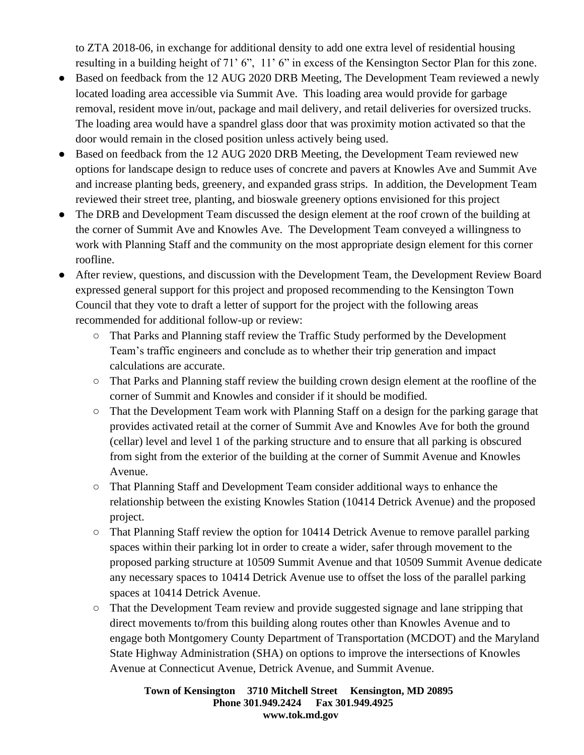to ZTA 2018-06, in exchange for additional density to add one extra level of residential housing resulting in a building height of 71' 6", 11' 6" in excess of the Kensington Sector Plan for this zone.

- Based on feedback from the 12 AUG 2020 DRB Meeting, The Development Team reviewed a newly located loading area accessible via Summit Ave. This loading area would provide for garbage removal, resident move in/out, package and mail delivery, and retail deliveries for oversized trucks. The loading area would have a spandrel glass door that was proximity motion activated so that the door would remain in the closed position unless actively being used.
- Based on feedback from the 12 AUG 2020 DRB Meeting, the Development Team reviewed new options for landscape design to reduce uses of concrete and pavers at Knowles Ave and Summit Ave and increase planting beds, greenery, and expanded grass strips. In addition, the Development Team reviewed their street tree, planting, and bioswale greenery options envisioned for this project
- The DRB and Development Team discussed the design element at the roof crown of the building at the corner of Summit Ave and Knowles Ave. The Development Team conveyed a willingness to work with Planning Staff and the community on the most appropriate design element for this corner roofline.
- After review, questions, and discussion with the Development Team, the Development Review Board expressed general support for this project and proposed recommending to the Kensington Town Council that they vote to draft a letter of support for the project with the following areas recommended for additional follow-up or review:
  - That Parks and Planning staff review the Traffic Study performed by the Development Team's traffic engineers and conclude as to whether their trip generation and impact calculations are accurate.
  - That Parks and Planning staff review the building crown design element at the roofline of the corner of Summit and Knowles and consider if it should be modified.
  - That the Development Team work with Planning Staff on a design for the parking garage that provides activated retail at the corner of Summit Ave and Knowles Ave for both the ground (cellar) level and level 1 of the parking structure and to ensure that all parking is obscured from sight from the exterior of the building at the corner of Summit Avenue and Knowles Avenue.
  - That Planning Staff and Development Team consider additional ways to enhance the relationship between the existing Knowles Station (10414 Detrick Avenue) and the proposed project.
  - That Planning Staff review the option for 10414 Detrick Avenue to remove parallel parking spaces within their parking lot in order to create a wider, safer through movement to the proposed parking structure at 10509 Summit Avenue and that 10509 Summit Avenue dedicate any necessary spaces to 10414 Detrick Avenue use to offset the loss of the parallel parking spaces at 10414 Detrick Avenue.
  - That the Development Team review and provide suggested signage and lane stripping that direct movements to/from this building along routes other than Knowles Avenue and to engage both Montgomery County Department of Transportation (MCDOT) and the Maryland State Highway Administration (SHA) on options to improve the intersections of Knowles Avenue at Connecticut Avenue, Detrick Avenue, and Summit Avenue.